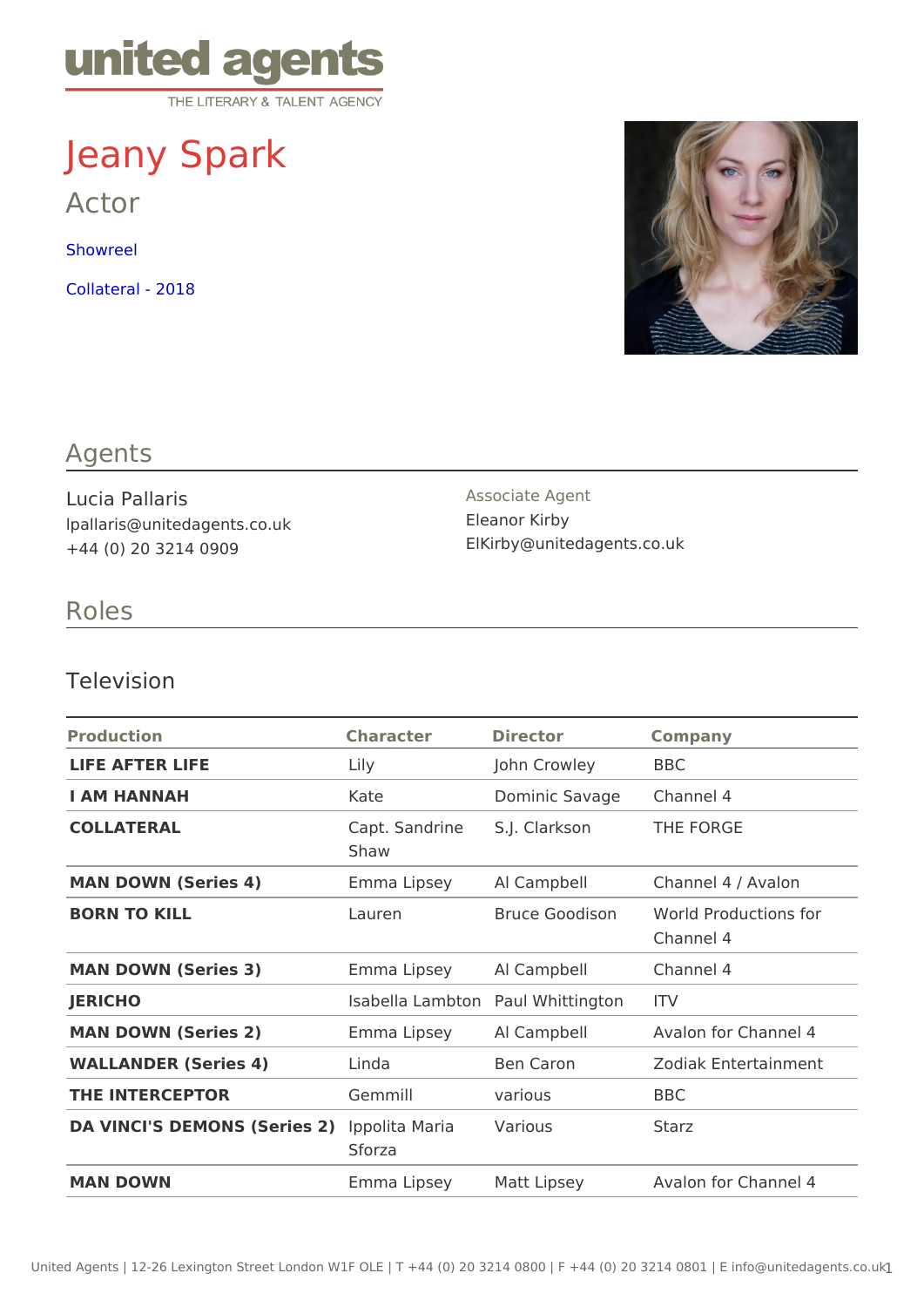united agents
THE LITERARY & TALENT AGENCY

# Jeany Spark

## Actor

Showreel

Collateral - 2018

## Agents

Lucia Pallaris
lpallaris@unitedagents.co.uk
+44 (0) 20 3214 0909

Associate Agent
Eleanor Kirby
ElKirby@unitedagents.co.uk

## Roles

### Television

| Production | Character | Director | Company |
|---|---|---|---|
| **LIFE AFTER LIFE** | Lily | John Crowley | BBC |
| **I AM HANNAH** | Kate | Dominic Savage | Channel 4 |
| **COLLATERAL** | Capt. Sandrine Shaw | S.J. Clarkson | THE FORGE |
| **MAN DOWN (Series 4)** | Emma Lipsey | Al Campbell | Channel 4 / Avalon |
| **BORN TO KILL** | Lauren | Bruce Goodison | World Productions for Channel 4 |
| **MAN DOWN (Series 3)** | Emma Lipsey | Al Campbell | Channel 4 |
| **JERICHO** | Isabella Lambton | Paul Whittington | ITV |
| **MAN DOWN (Series 2)** | Emma Lipsey | Al Campbell | Avalon for Channel 4 |
| **WALLANDER (Series 4)** | Linda | Ben Caron | Zodiak Entertainment |
| **THE INTERCEPTOR** | Gemmill | various | BBC |
| **DA VINCI'S DEMONS (Series 2)** | Ippolita Maria Sforza | Various | Starz |
| **MAN DOWN** | Emma Lipsey | Matt Lipsey | Avalon for Channel 4 |

United Agents | 12-26 Lexington Street London W1F OLE | T +44 (0) 20 3214 0800 | F +44 (0) 20 3214 0801 | E info@unitedagents.co.uk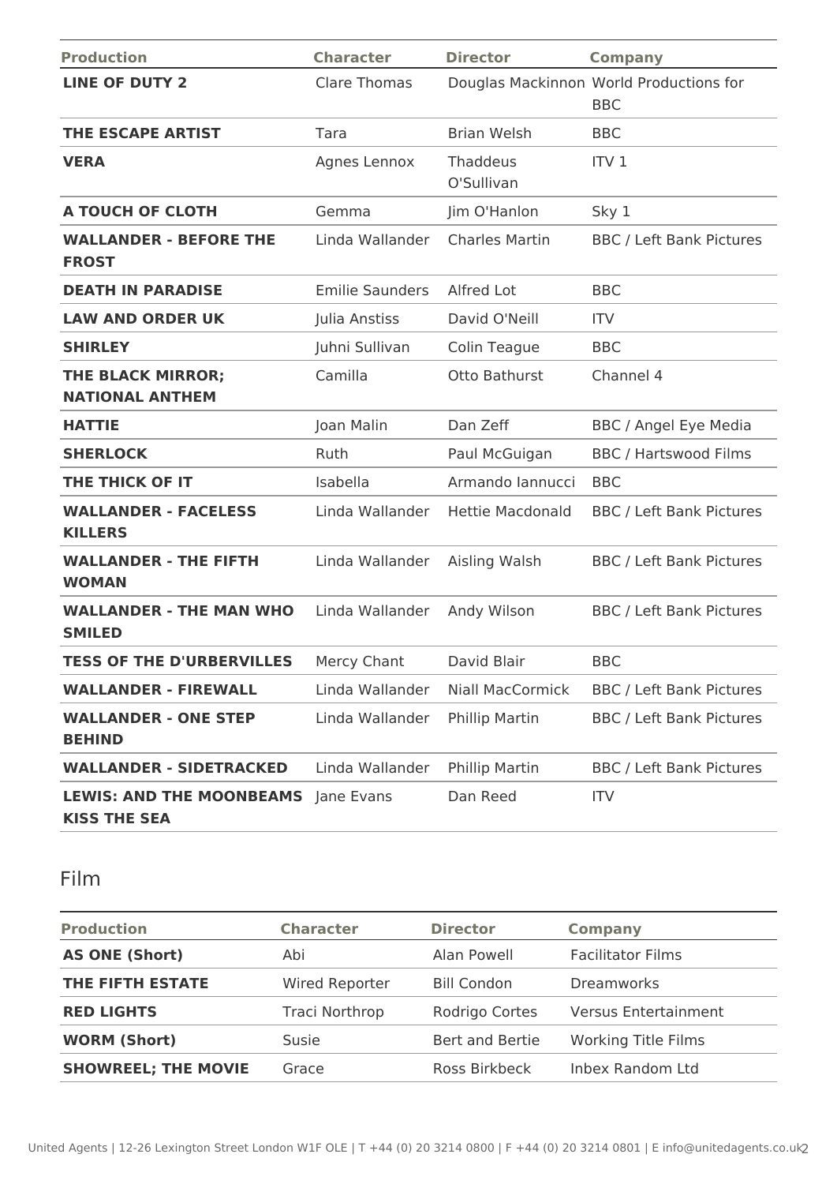| Production | Character | Director | Company |
|---|---|---|---|
| **LINE OF DUTY 2** | Clare Thomas | Douglas Mackinnon | World Productions for BBC |
| **THE ESCAPE ARTIST** | Tara | Brian Welsh | BBC |
| **VERA** | Agnes Lennox | Thaddeus O'Sullivan | ITV 1 |
| **A TOUCH OF CLOTH** | Gemma | Jim O'Hanlon | Sky 1 |
| **WALLANDER - BEFORE THE FROST** | Linda Wallander | Charles Martin | BBC / Left Bank Pictures |
| **DEATH IN PARADISE** | Emilie Saunders | Alfred Lot | BBC |
| **LAW AND ORDER UK** | Julia Anstiss | David O'Neill | ITV |
| **SHIRLEY** | Juhni Sullivan | Colin Teague | BBC |
| **THE BLACK MIRROR; NATIONAL ANTHEM** | Camilla | Otto Bathurst | Channel 4 |
| **HATTIE** | Joan Malin | Dan Zeff | BBC / Angel Eye Media |
| **SHERLOCK** | Ruth | Paul McGuigan | BBC / Hartswood Films |
| **THE THICK OF IT** | Isabella | Armando Iannucci | BBC |
| **WALLANDER - FACELESS KILLERS** | Linda Wallander | Hettie Macdonald | BBC / Left Bank Pictures |
| **WALLANDER - THE FIFTH WOMAN** | Linda Wallander | Aisling Walsh | BBC / Left Bank Pictures |
| **WALLANDER - THE MAN WHO SMILED** | Linda Wallander | Andy Wilson | BBC / Left Bank Pictures |
| **TESS OF THE D'URBERVILLES** | Mercy Chant | David Blair | BBC |
| **WALLANDER - FIREWALL** | Linda Wallander | Niall MacCormick | BBC / Left Bank Pictures |
| **WALLANDER - ONE STEP BEHIND** | Linda Wallander | Phillip Martin | BBC / Left Bank Pictures |
| **WALLANDER - SIDETRACKED** | Linda Wallander | Phillip Martin | BBC / Left Bank Pictures |
| **LEWIS: AND THE MOONBEAMS KISS THE SEA** | Jane Evans | Dan Reed | ITV |

## Film

| Production | Character | Director | Company |
|---|---|---|---|
| **AS ONE (Short)** | Abi | Alan Powell | Facilitator Films |
| **THE FIFTH ESTATE** | Wired Reporter | Bill Condon | Dreamworks |
| **RED LIGHTS** | Traci Northrop | Rodrigo Cortes | Versus Entertainment |
| **WORM (Short)** | Susie | Bert and Bertie | Working Title Films |
| **SHOWREEL; THE MOVIE** | Grace | Ross Birkbeck | Inbex Random Ltd |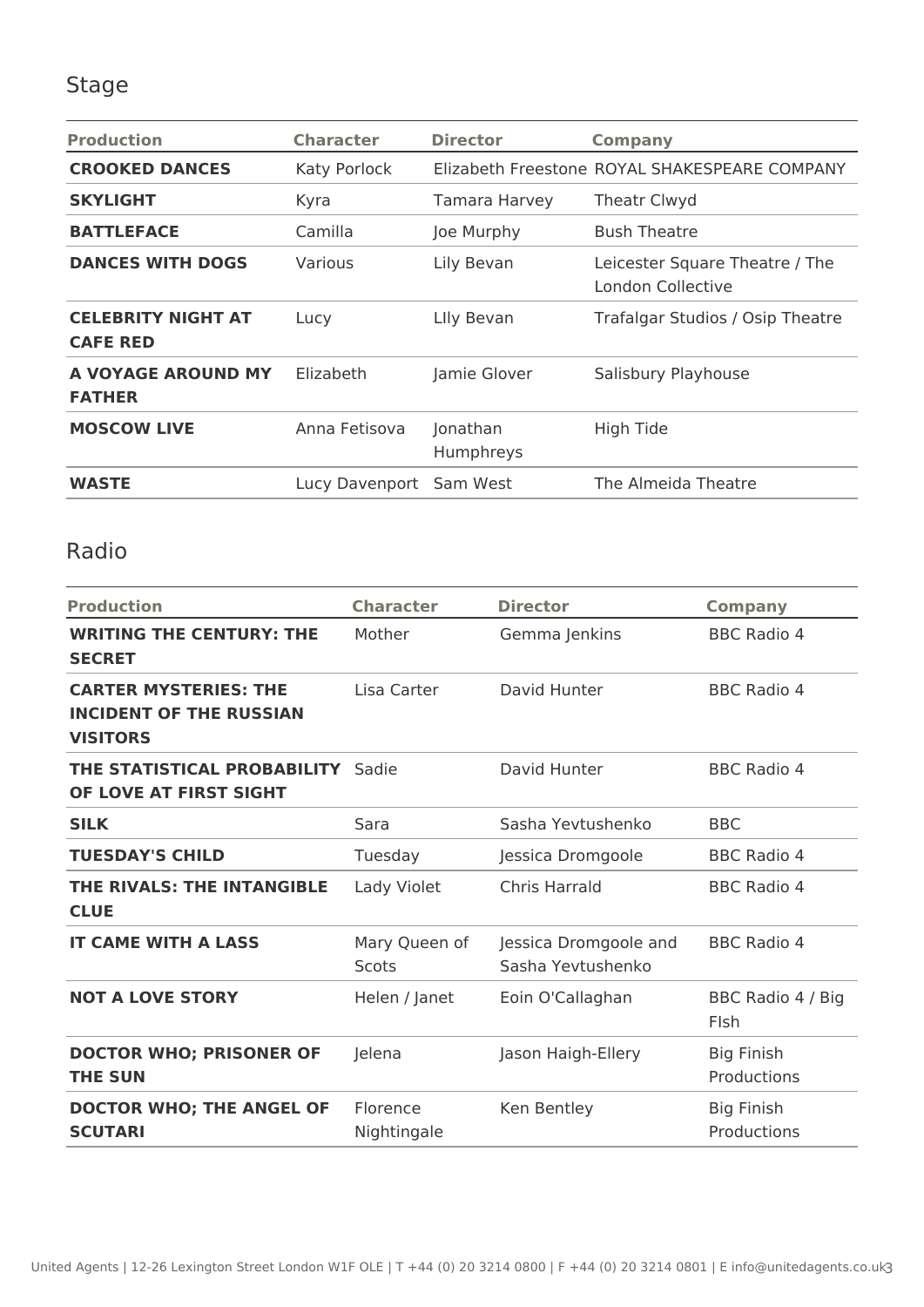## Stage

| Production | Character | Director | Company |
|---|---|---|---|
| **CROOKED DANCES** | Katy Porlock | Elizabeth Freestone | ROYAL SHAKESPEARE COMPANY |
| **SKYLIGHT** | Kyra | Tamara Harvey | Theatr Clwyd |
| **BATTLEFACE** | Camilla | Joe Murphy | Bush Theatre |
| **DANCES WITH DOGS** | Various | Lily Bevan | Leicester Square Theatre / The London Collective |
| **CELEBRITY NIGHT AT CAFE RED** | Lucy | LIly Bevan | Trafalgar Studios / Osip Theatre |
| **A VOYAGE AROUND MY FATHER** | Elizabeth | Jamie Glover | Salisbury Playhouse |
| **MOSCOW LIVE** | Anna Fetisova | Jonathan Humphreys | High Tide |
| **WASTE** | Lucy Davenport | Sam West | The Almeida Theatre |

## Radio

| Production | Character | Director | Company |
|---|---|---|---|
| **WRITING THE CENTURY: THE SECRET** | Mother | Gemma Jenkins | BBC Radio 4 |
| **CARTER MYSTERIES: THE INCIDENT OF THE RUSSIAN VISITORS** | Lisa Carter | David Hunter | BBC Radio 4 |
| **THE STATISTICAL PROBABILITY OF LOVE AT FIRST SIGHT** | Sadie | David Hunter | BBC Radio 4 |
| **SILK** | Sara | Sasha Yevtushenko | BBC |
| **TUESDAY'S CHILD** | Tuesday | Jessica Dromgoole | BBC Radio 4 |
| **THE RIVALS: THE INTANGIBLE CLUE** | Lady Violet | Chris Harrald | BBC Radio 4 |
| **IT CAME WITH A LASS** | Mary Queen of Scots | Jessica Dromgoole and Sasha Yevtushenko | BBC Radio 4 |
| **NOT A LOVE STORY** | Helen / Janet | Eoin O'Callaghan | BBC Radio 4 / Big FIsh |
| **DOCTOR WHO; PRISONER OF THE SUN** | Jelena | Jason Haigh-Ellery | Big Finish Productions |
| **DOCTOR WHO; THE ANGEL OF SCUTARI** | Florence Nightingale | Ken Bentley | Big Finish Productions |